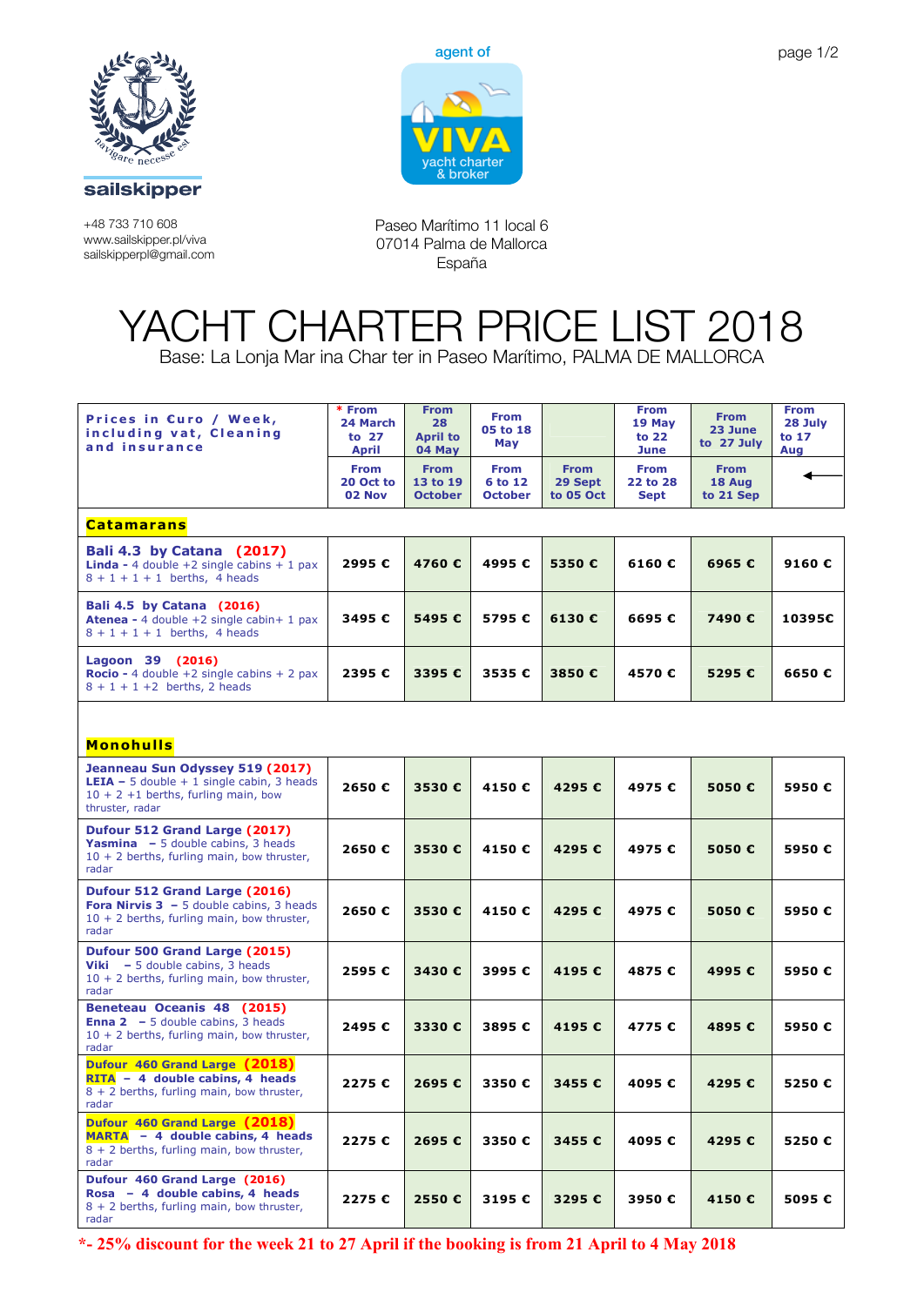sailskipper

agent of VIVA yacht charter & broker

+48 733 710 608
www.sailskipper.pl/viva
sailskipperpl@gmail.com

Paseo Marítimo 11 local 6
07014 Palma de Mallorca
España

# YACHT CHARTER PRICE LIST 2018

Base: La Lonja Mar ina Char ter in Paseo Marítimo, PALMA DE MALLORCA

| **Prices in Euro / Week, including vat, Cleaning and insurance** | *** From 24 March to 27 April** | **From 28 April to 04 May** | **From 05 to 18 May** | | **From 19 May to 22 June** | **From 23 June to 27 July** | **From 28 July to 17 Aug** |
|---|---|---|---|---|---|---|---|
| | **From 20 Oct to 02 Nov** | **From 13 to 19 October** | **From 6 to 12 October** | **From 29 Sept to 05 Oct** | **From 22 to 28 Sept** | **From 18 Aug to 21 Sep** | ← |
| **Catamarans** | | | | | | | |
| **Bali 4.3 by Catana (2017)** **Linda -** 4 double +2 single cabins + 1 pax 8 + 1 + 1 + 1 berths, 4 heads | 2995 € | 4760 € | 4995 € | 5350 € | 6160 € | 6965 € | 9160 € |
| **Bali 4.5 by Catana (2016)** **Atenea -** 4 double +2 single cabin+ 1 pax 8 + 1 + 1 + 1 berths, 4 heads | 3495 € | 5495 € | 5795 € | 6130 € | 6695 € | 7490 € | 10395€ |
| **Lagoon 39 (2016)** **Rocio -** 4 double +2 single cabins + 2 pax 8 + 1 + 1 +2 berths, 2 heads | 2395 € | 3395 € | 3535 € | 3850 € | 4570 € | 5295 € | 6650 € |
| **Monohulls** | | | | | | | |
| **Jeanneau Sun Odyssey 519 (2017)** **LEIA –** 5 double + 1 single cabin, 3 heads 10 + 2 +1 berths, furling main, bow thruster, radar | 2650 € | 3530 € | 4150 € | 4295 € | 4975 € | 5050 € | 5950 € |
| **Dufour 512 Grand Large (2017)** **Yasmina –** 5 double cabins, 3 heads 10 + 2 berths, furling main, bow thruster, radar | 2650 € | 3530 € | 4150 € | 4295 € | 4975 € | 5050 € | 5950 € |
| **Dufour 512 Grand Large (2016)** **Fora Nirvis 3 –** 5 double cabins, 3 heads 10 + 2 berths, furling main, bow thruster, radar | 2650 € | 3530 € | 4150 € | 4295 € | 4975 € | 5050 € | 5950 € |
| **Dufour 500 Grand Large (2015)** **Viki –** 5 double cabins, 3 heads 10 + 2 berths, furling main, bow thruster, radar | 2595 € | 3430 € | 3995 € | 4195 € | 4875 € | 4995 € | 5950 € |
| **Beneteau Oceanis 48 (2015)** **Enna 2 –** 5 double cabins, 3 heads 10 + 2 berths, furling main, bow thruster, radar | 2495 € | 3330 € | 3895 € | 4195 € | 4775 € | 4895 € | 5950 € |
| **Dufour 460 Grand Large (2018)** **RITA – 4 double cabins, 4 heads** 8 + 2 berths, furling main, bow thruster, radar | 2275 € | 2695 € | 3350 € | 3455 € | 4095 € | 4295 € | 5250 € |
| **Dufour 460 Grand Large (2018)** **MARTA – 4 double cabins, 4 heads** 8 + 2 berths, furling main, bow thruster, radar | 2275 € | 2695 € | 3350 € | 3455 € | 4095 € | 4295 € | 5250 € |
| **Dufour 460 Grand Large (2016)** **Rosa – 4 double cabins, 4 heads** 8 + 2 berths, furling main, bow thruster, radar | 2275 € | 2550 € | 3195 € | 3295 € | 3950 € | 4150 € | 5095 € |

***- 25% discount for the week 21 to 27 April if the booking is from 21 April to 4 May 2018**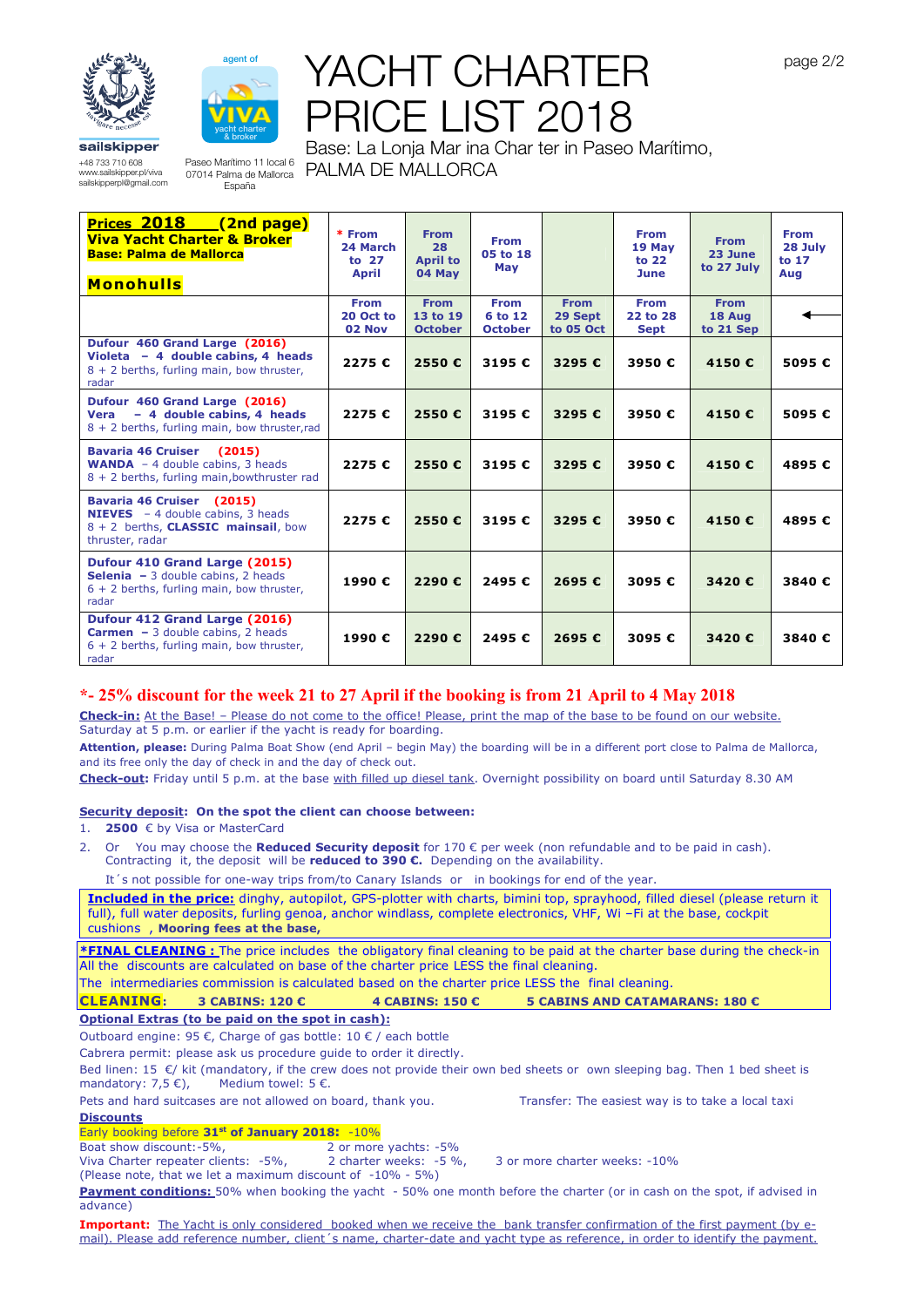sailskipper

+48 733 710 608
www.sailskipper.pl/viva
sailskipperpl@gmail.com

agent of VIVA yacht charter & broker

Paseo Marítimo 11 local 6
07014 Palma de Mallorca
España

# YACHT CHARTER PRICE LIST 2018

Base: La Lonja Mar ina Char ter in Paseo Marítimo, PALMA DE MALLORCA

| **Prices 2018 (2nd page)** **Viva Yacht Charter & Broker** **Base: Palma de Mallorca** **Monohulls** | * From 24 March to 27 April | From 28 April to 04 May | From 05 to 18 May | | From 19 May to 22 June | From 23 June to 27 July | From 28 July to 17 Aug |
|---|---|---|---|---|---|---|---|
| | From 20 Oct to 02 Nov | From 13 to 19 October | From 6 to 12 October | From 29 Sept to 05 Oct | From 22 to 28 Sept | From 18 Aug to 21 Sep | ← |
| **Dufour 460 Grand Large (2016)** **Violeta – 4 double cabins, 4 heads** 8 + 2 berths, furling main, bow thruster, radar | 2275 € | 2550 € | 3195 € | 3295 € | 3950 € | 4150 € | 5095 € |
| **Dufour 460 Grand Large (2016)** **Vera – 4 double cabins, 4 heads** 8 + 2 berths, furling main, bow thruster,rad | 2275 € | 2550 € | 3195 € | 3295 € | 3950 € | 4150 € | 5095 € |
| **Bavaria 46 Cruiser (2015)** **WANDA** – 4 double cabins, 3 heads 8 + 2 berths, furling main,bowthruster rad | 2275 € | 2550 € | 3195 € | 3295 € | 3950 € | 4150 € | 4895 € |
| **Bavaria 46 Cruiser (2015)** **NIEVES** – 4 double cabins, 3 heads 8 + 2 berths, **CLASSIC mainsail**, bow thruster, radar | 2275 € | 2550 € | 3195 € | 3295 € | 3950 € | 4150 € | 4895 € |
| **Dufour 410 Grand Large (2015)** **Selenia** – 3 double cabins, 2 heads 6 + 2 berths, furling main, bow thruster, radar | 1990 € | 2290 € | 2495 € | 2695 € | 3095 € | 3420 € | 3840 € |
| **Dufour 412 Grand Large (2016)** **Carmen** – 3 double cabins, 2 heads 6 + 2 berths, furling main, bow thruster, radar | 1990 € | 2290 € | 2495 € | 2695 € | 3095 € | 3420 € | 3840 € |

**\*- 25% discount for the week 21 to 27 April if the booking is from 21 April to 4 May 2018**

**Check-in:** At the Base! – Please do not come to the office! Please, print the map of the base to be found on our website. Saturday at 5 p.m. or earlier if the yacht is ready for boarding.

**Attention, please:** During Palma Boat Show (end April – begin May) the boarding will be in a different port close to Palma de Mallorca, and its free only the day of check in and the day of check out.

**Check-out:** Friday until 5 p.m. at the base with filled up diesel tank. Overnight possibility on board until Saturday 8.30 AM

**Security deposit: On the spot the client can choose between:**

1. **2500** € by Visa or MasterCard
2. Or You may choose the **Reduced Security deposit** for 170 € per week (non refundable and to be paid in cash). Contracting it, the deposit will be **reduced to 390 €.** Depending on the availability.

It´s not possible for one-way trips from/to Canary Islands or in bookings for end of the year.

**Included in the price:** dinghy, autopilot, GPS-plotter with charts, bimini top, sprayhood, filled diesel (please return it full), full water deposits, furling genoa, anchor windlass, complete electronics, VHF, Wi –Fi at the base, cockpit cushions , **Mooring fees at the base,**

**\*FINAL CLEANING :** The price includes the obligatory final cleaning to be paid at the charter base during the check-in All the discounts are calculated on base of the charter price LESS the final cleaning.
The intermediaries commission is calculated based on the charter price LESS the final cleaning.

**CLEANING: 3 CABINS: 120 € 4 CABINS: 150 € 5 CABINS AND CATAMARANS: 180 €**

**Optional Extras (to be paid on the spot in cash):**

Outboard engine: 95 €, Charge of gas bottle: 10 € / each bottle

Cabrera permit: please ask us procedure guide to order it directly.

Bed linen: 15 €/ kit (mandatory, if the crew does not provide their own bed sheets or own sleeping bag. Then 1 bed sheet is mandatory: 7,5 €), Medium towel: 5 €.

Pets and hard suitcases are not allowed on board, thank you. Transfer: The easiest way is to take a local taxi

**Discounts**

Early booking before **31st of January 2018:** -10%
Boat show discount:-5%, 2 or more yachts: -5%
Viva Charter repeater clients: -5%, 2 charter weeks: -5 %, 3 or more charter weeks: -10%
(Please note, that we let a maximum discount of -10% - 5%)

**Payment conditions:** 50% when booking the yacht - 50% one month before the charter (or in cash on the spot, if advised in advance)

**Important:** The Yacht is only considered booked when we receive the bank transfer confirmation of the first payment (by e-mail). Please add reference number, client´s name, charter-date and yacht type as reference, in order to identify the payment.